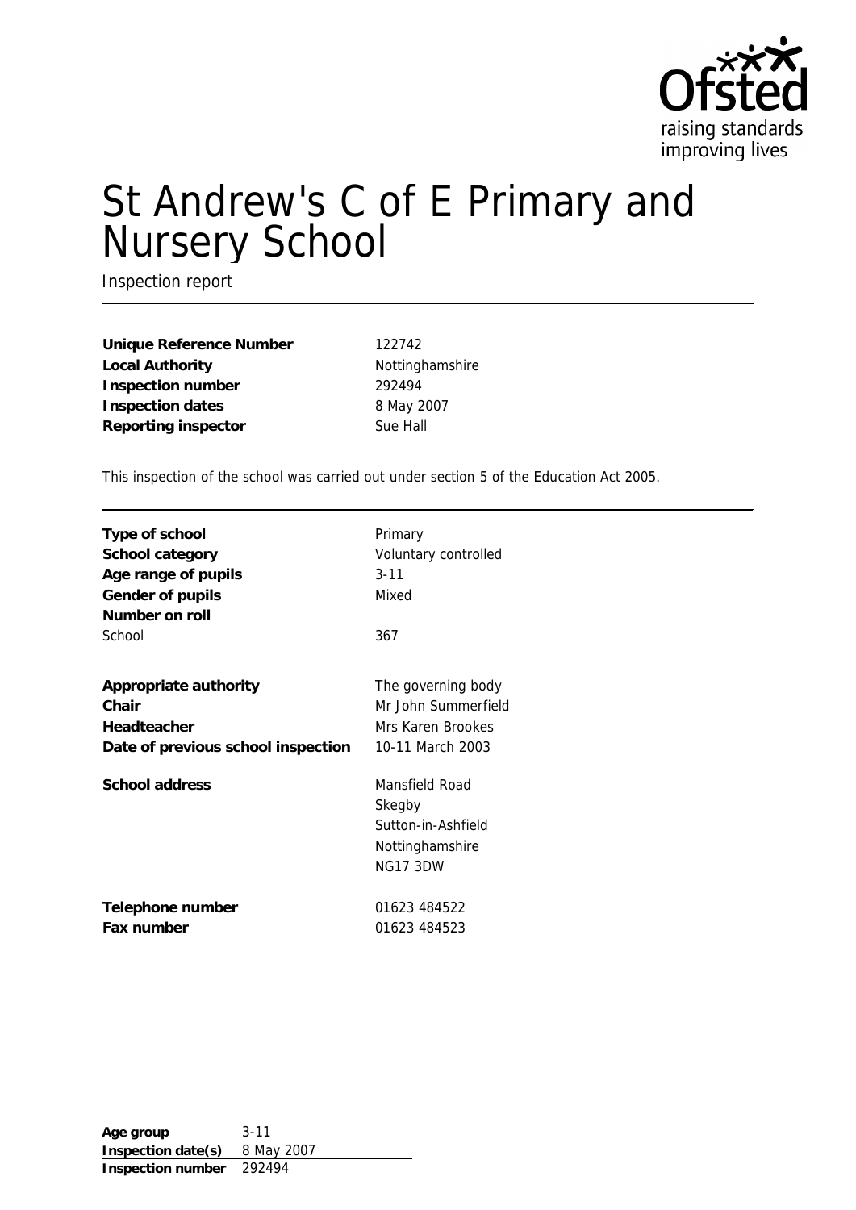# St Andrew's C of E Primary and Nursery School

Inspection report

| | |
|---|---|
| **Unique Reference Number** | 122742 |
| **Local Authority** | Nottinghamshire |
| **Inspection number** | 292494 |
| **Inspection dates** | 8 May 2007 |
| **Reporting inspector** | Sue Hall |

This inspection of the school was carried out under section 5 of the Education Act 2005.

| | |
|---|---|
| **Type of school** | Primary |
| **School category** | Voluntary controlled |
| **Age range of pupils** | 3-11 |
| **Gender of pupils** | Mixed |
| **Number on roll** | |
| School | 367 |
| **Appropriate authority** | The governing body |
| **Chair** | Mr John Summerfield |
| **Headteacher** | Mrs Karen Brookes |
| **Date of previous school inspection** | 10-11 March 2003 |
| **School address** | Mansfield Road<br>Skegby<br>Sutton-in-Ashfield<br>Nottinghamshire<br>NG17 3DW |
| **Telephone number** | 01623 484522 |
| **Fax number** | 01623 484523 |

| | |
|---|---|
| **Age group** | 3-11 |
| **Inspection date(s)** | 8 May 2007 |
| **Inspection number** | 292494 |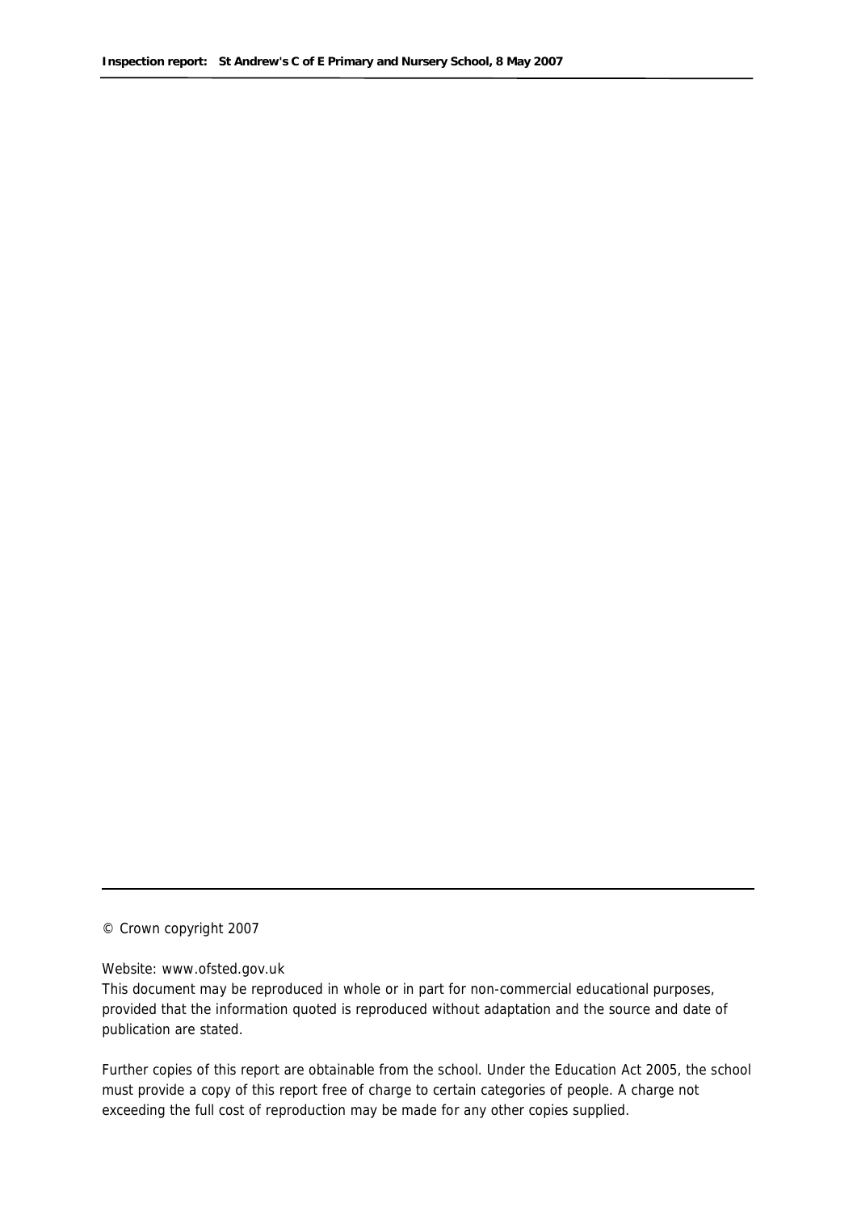© Crown copyright 2007

Website: www.ofsted.gov.uk

This document may be reproduced in whole or in part for non-commercial educational purposes, provided that the information quoted is reproduced without adaptation and the source and date of publication are stated.

Further copies of this report are obtainable from the school. Under the Education Act 2005, the school must provide a copy of this report free of charge to certain categories of people. A charge not exceeding the full cost of reproduction may be made for any other copies supplied.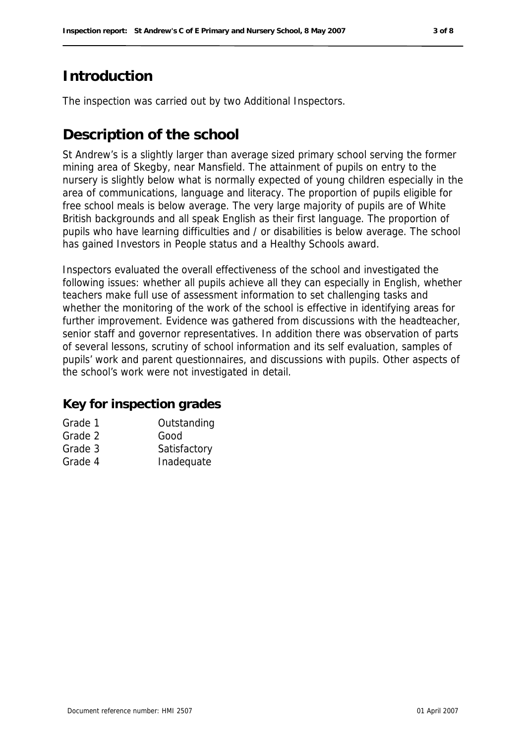## Introduction

The inspection was carried out by two Additional Inspectors.

## Description of the school

St Andrew's is a slightly larger than average sized primary school serving the former mining area of Skegby, near Mansfield. The attainment of pupils on entry to the nursery is slightly below what is normally expected of young children especially in the area of communications, language and literacy. The proportion of pupils eligible for free school meals is below average. The very large majority of pupils are of White British backgrounds and all speak English as their first language. The proportion of pupils who have learning difficulties and / or disabilities is below average. The school has gained Investors in People status and a Healthy Schools award.

Inspectors evaluated the overall effectiveness of the school and investigated the following issues: whether all pupils achieve all they can especially in English, whether teachers make full use of assessment information to set challenging tasks and whether the monitoring of the work of the school is effective in identifying areas for further improvement. Evidence was gathered from discussions with the headteacher, senior staff and governor representatives. In addition there was observation of parts of several lessons, scrutiny of school information and its self evaluation, samples of pupils' work and parent questionnaires, and discussions with pupils. Other aspects of the school's work were not investigated in detail.

### Key for inspection grades

| | |
|---|---|
| Grade 1 | Outstanding |
| Grade 2 | Good |
| Grade 3 | Satisfactory |
| Grade 4 | Inadequate |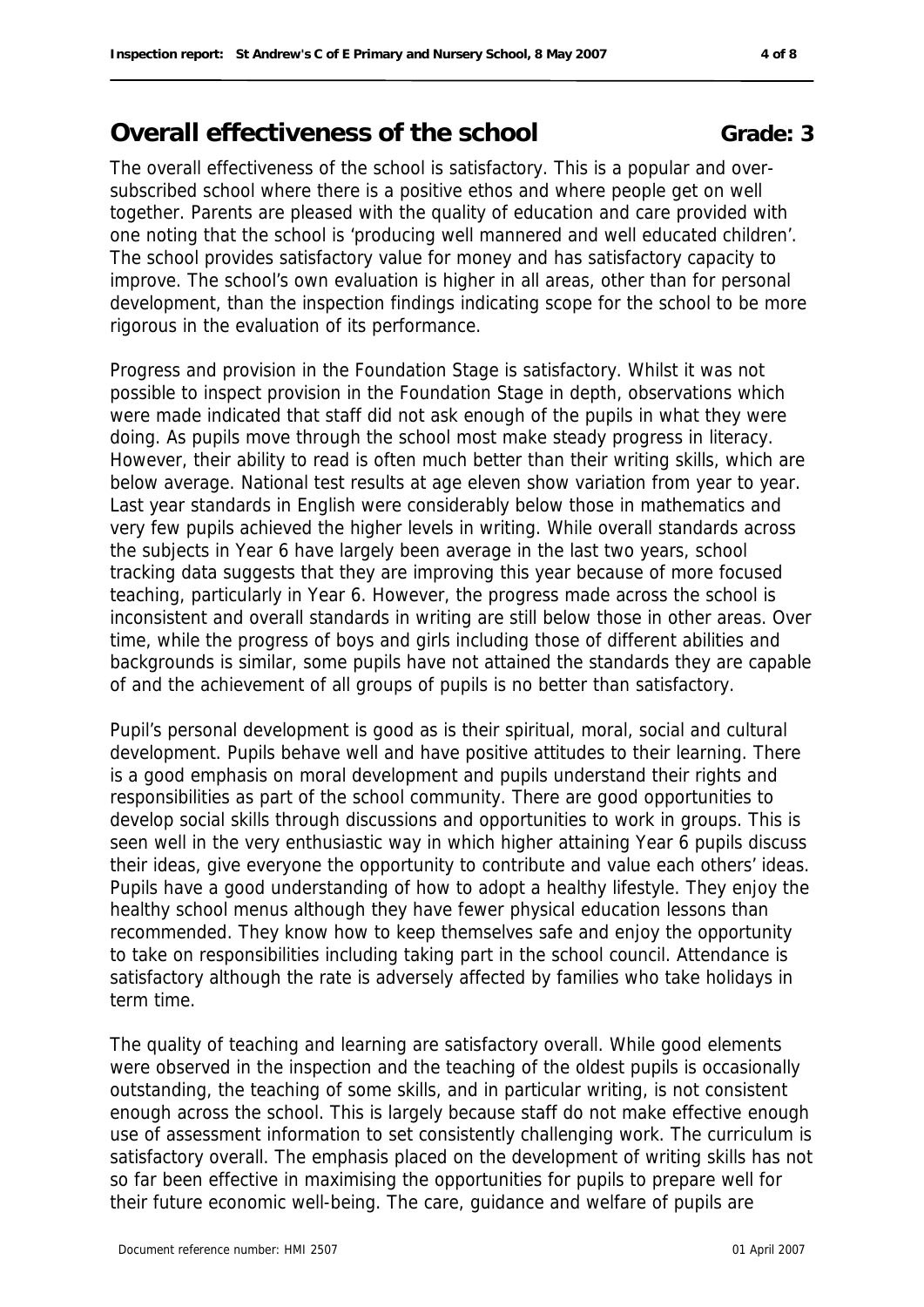## Overall effectiveness of the school Grade: 3

The overall effectiveness of the school is satisfactory. This is a popular and over-subscribed school where there is a positive ethos and where people get on well together. Parents are pleased with the quality of education and care provided with one noting that the school is 'producing well mannered and well educated children'. The school provides satisfactory value for money and has satisfactory capacity to improve. The school's own evaluation is higher in all areas, other than for personal development, than the inspection findings indicating scope for the school to be more rigorous in the evaluation of its performance.

Progress and provision in the Foundation Stage is satisfactory. Whilst it was not possible to inspect provision in the Foundation Stage in depth, observations which were made indicated that staff did not ask enough of the pupils in what they were doing. As pupils move through the school most make steady progress in literacy. However, their ability to read is often much better than their writing skills, which are below average. National test results at age eleven show variation from year to year. Last year standards in English were considerably below those in mathematics and very few pupils achieved the higher levels in writing. While overall standards across the subjects in Year 6 have largely been average in the last two years, school tracking data suggests that they are improving this year because of more focused teaching, particularly in Year 6. However, the progress made across the school is inconsistent and overall standards in writing are still below those in other areas. Over time, while the progress of boys and girls including those of different abilities and backgrounds is similar, some pupils have not attained the standards they are capable of and the achievement of all groups of pupils is no better than satisfactory.

Pupil's personal development is good as is their spiritual, moral, social and cultural development. Pupils behave well and have positive attitudes to their learning. There is a good emphasis on moral development and pupils understand their rights and responsibilities as part of the school community. There are good opportunities to develop social skills through discussions and opportunities to work in groups. This is seen well in the very enthusiastic way in which higher attaining Year 6 pupils discuss their ideas, give everyone the opportunity to contribute and value each others' ideas. Pupils have a good understanding of how to adopt a healthy lifestyle. They enjoy the healthy school menus although they have fewer physical education lessons than recommended. They know how to keep themselves safe and enjoy the opportunity to take on responsibilities including taking part in the school council. Attendance is satisfactory although the rate is adversely affected by families who take holidays in term time.

The quality of teaching and learning are satisfactory overall. While good elements were observed in the inspection and the teaching of the oldest pupils is occasionally outstanding, the teaching of some skills, and in particular writing, is not consistent enough across the school. This is largely because staff do not make effective enough use of assessment information to set consistently challenging work. The curriculum is satisfactory overall. The emphasis placed on the development of writing skills has not so far been effective in maximising the opportunities for pupils to prepare well for their future economic well-being. The care, guidance and welfare of pupils are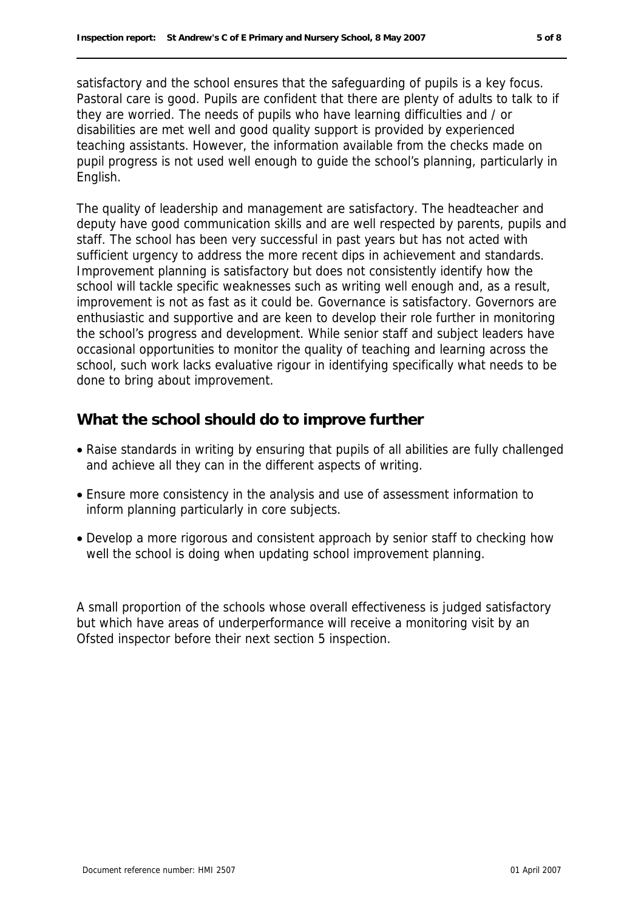satisfactory and the school ensures that the safeguarding of pupils is a key focus. Pastoral care is good. Pupils are confident that there are plenty of adults to talk to if they are worried. The needs of pupils who have learning difficulties and / or disabilities are met well and good quality support is provided by experienced teaching assistants. However, the information available from the checks made on pupil progress is not used well enough to guide the school's planning, particularly in English.

The quality of leadership and management are satisfactory. The headteacher and deputy have good communication skills and are well respected by parents, pupils and staff. The school has been very successful in past years but has not acted with sufficient urgency to address the more recent dips in achievement and standards. Improvement planning is satisfactory but does not consistently identify how the school will tackle specific weaknesses such as writing well enough and, as a result, improvement is not as fast as it could be. Governance is satisfactory. Governors are enthusiastic and supportive and are keen to develop their role further in monitoring the school's progress and development. While senior staff and subject leaders have occasional opportunities to monitor the quality of teaching and learning across the school, such work lacks evaluative rigour in identifying specifically what needs to be done to bring about improvement.

## What the school should do to improve further

- Raise standards in writing by ensuring that pupils of all abilities are fully challenged and achieve all they can in the different aspects of writing.
- Ensure more consistency in the analysis and use of assessment information to inform planning particularly in core subjects.
- Develop a more rigorous and consistent approach by senior staff to checking how well the school is doing when updating school improvement planning.

A small proportion of the schools whose overall effectiveness is judged satisfactory but which have areas of underperformance will receive a monitoring visit by an Ofsted inspector before their next section 5 inspection.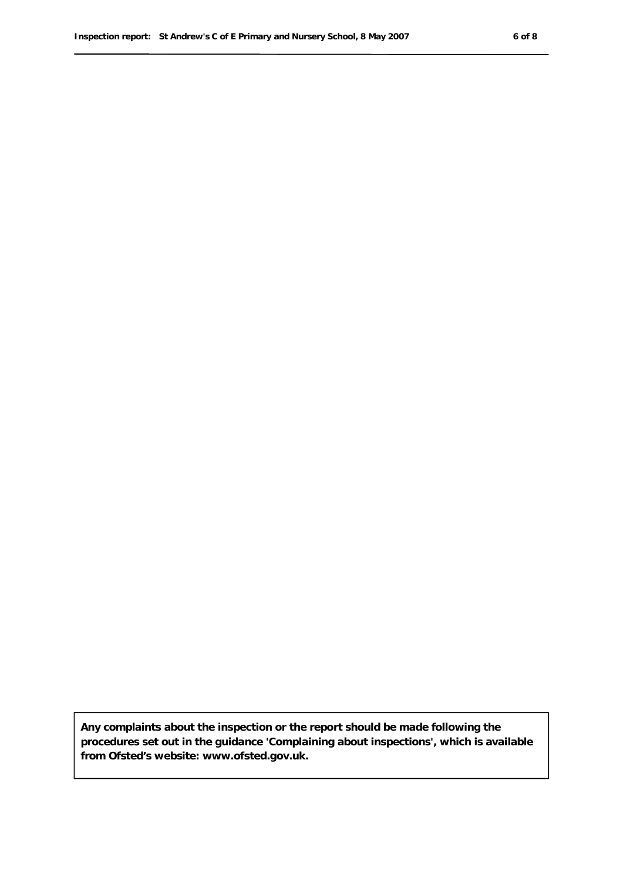**Any complaints about the inspection or the report should be made following the procedures set out in the guidance 'Complaining about inspections', which is available from Ofsted's website: www.ofsted.gov.uk.**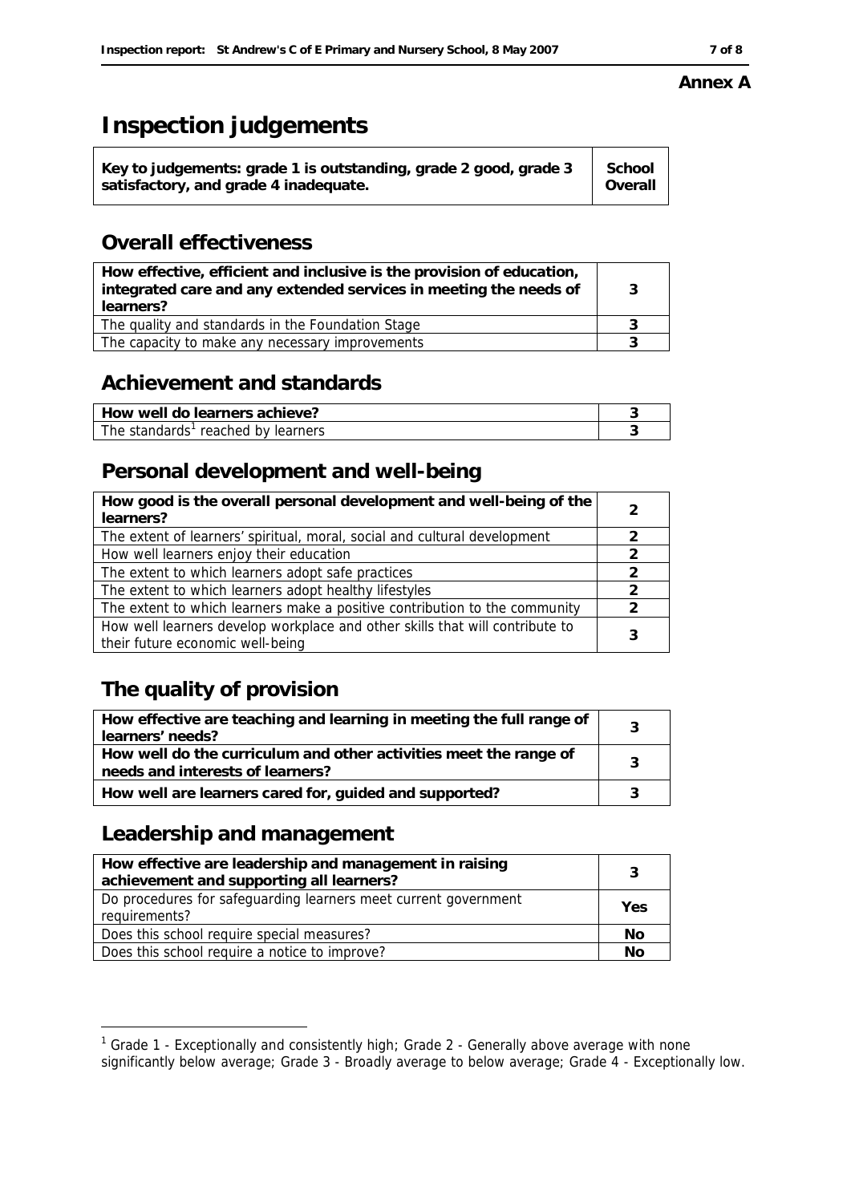**Annex A**

# Inspection judgements

| Key to judgements: grade 1 is outstanding, grade 2 good, grade 3 satisfactory, and grade 4 inadequate. | School Overall |
|---|---|

## Overall effectiveness

| | |
|---|---|
| **How effective, efficient and inclusive is the provision of education, integrated care and any extended services in meeting the needs of learners?** | 3 |
| The quality and standards in the Foundation Stage | 3 |
| The capacity to make any necessary improvements | 3 |

## Achievement and standards

| | |
|---|---|
| **How well do learners achieve?** | 3 |
| The standards[1] reached by learners | 3 |

## Personal development and well-being

| | |
|---|---|
| **How good is the overall personal development and well-being of the learners?** | 2 |
| The extent of learners' spiritual, moral, social and cultural development | 2 |
| How well learners enjoy their education | 2 |
| The extent to which learners adopt safe practices | 2 |
| The extent to which learners adopt healthy lifestyles | 2 |
| The extent to which learners make a positive contribution to the community | 2 |
| How well learners develop workplace and other skills that will contribute to their future economic well-being | 3 |

## The quality of provision

| | |
|---|---|
| **How effective are teaching and learning in meeting the full range of learners' needs?** | 3 |
| **How well do the curriculum and other activities meet the range of needs and interests of learners?** | 3 |
| **How well are learners cared for, guided and supported?** | 3 |

## Leadership and management

| | |
|---|---|
| **How effective are leadership and management in raising achievement and supporting all learners?** | 3 |
| Do procedures for safeguarding learners meet current government requirements? | Yes |
| Does this school require special measures? | No |
| Does this school require a notice to improve? | No |

[1] Grade 1 - Exceptionally and consistently high; Grade 2 - Generally above average with none significantly below average; Grade 3 - Broadly average to below average; Grade 4 - Exceptionally low.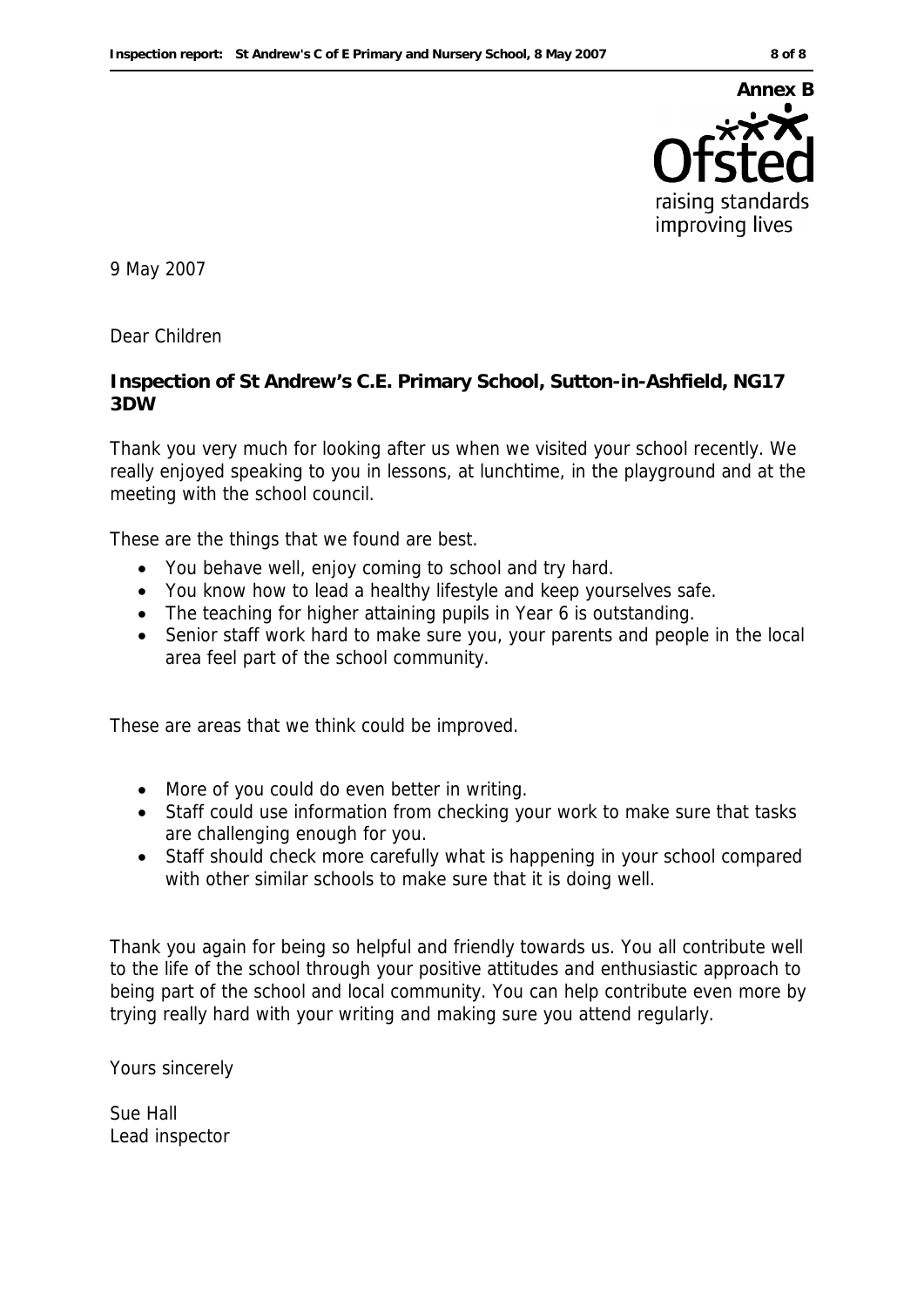**Annex B**

9 May 2007

Dear Children

**Inspection of St Andrew's C.E. Primary School, Sutton-in-Ashfield, NG17 3DW**

Thank you very much for looking after us when we visited your school recently. We really enjoyed speaking to you in lessons, at lunchtime, in the playground and at the meeting with the school council.

These are the things that we found are best.

- You behave well, enjoy coming to school and try hard.
- You know how to lead a healthy lifestyle and keep yourselves safe.
- The teaching for higher attaining pupils in Year 6 is outstanding.
- Senior staff work hard to make sure you, your parents and people in the local area feel part of the school community.

These are areas that we think could be improved.

- More of you could do even better in writing.
- Staff could use information from checking your work to make sure that tasks are challenging enough for you.
- Staff should check more carefully what is happening in your school compared with other similar schools to make sure that it is doing well.

Thank you again for being so helpful and friendly towards us. You all contribute well to the life of the school through your positive attitudes and enthusiastic approach to being part of the school and local community. You can help contribute even more by trying really hard with your writing and making sure you attend regularly.

Yours sincerely

Sue Hall
Lead inspector